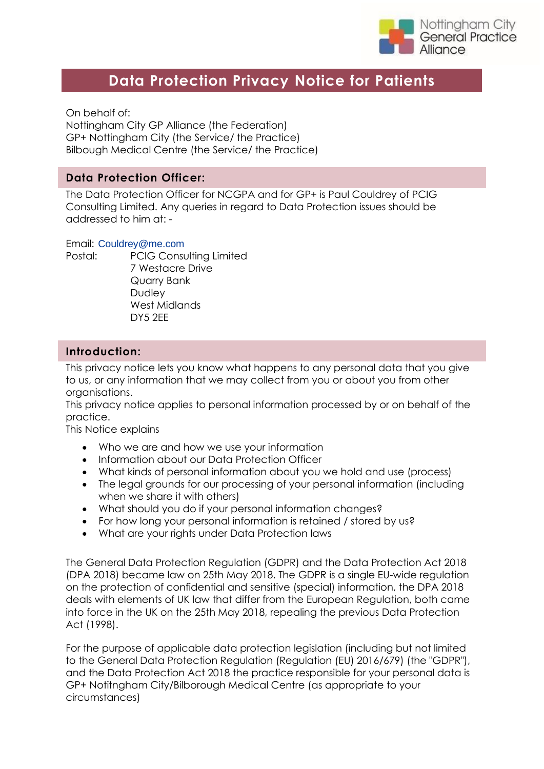# Data Protection Privacy Notice for Patients

On behalf of:
Nottingham City GP Alliance (the Federation)
GP+ Nottingham City (the Service/ the Practice)
Bilbough Medical Centre (the Service/ the Practice)

## Data Protection Officer:

The Data Protection Officer for NCGPA and for GP+ is Paul Couldrey of PCIG Consulting Limited. Any queries in regard to Data Protection issues should be addressed to him at: -

Email: Couldrey@me.com
Postal: PCIG Consulting Limited
7 Westacre Drive
Quarry Bank
Dudley
West Midlands
DY5 2EE

## Introduction:

This privacy notice lets you know what happens to any personal data that you give to us, or any information that we may collect from you or about you from other organisations.
This privacy notice applies to personal information processed by or on behalf of the practice.
This Notice explains

- Who we are and how we use your information
- Information about our Data Protection Officer
- What kinds of personal information about you we hold and use (process)
- The legal grounds for our processing of your personal information (including when we share it with others)
- What should you do if your personal information changes?
- For how long your personal information is retained / stored by us?
- What are your rights under Data Protection laws

The General Data Protection Regulation (GDPR) and the Data Protection Act 2018 (DPA 2018) became law on 25th May 2018. The GDPR is a single EU-wide regulation on the protection of confidential and sensitive (special) information, the DPA 2018 deals with elements of UK law that differ from the European Regulation, both came into force in the UK on the 25th May 2018, repealing the previous Data Protection Act (1998).

For the purpose of applicable data protection legislation (including but not limited to the General Data Protection Regulation (Regulation (EU) 2016/679) (the "GDPR"), and the Data Protection Act 2018 the practice responsible for your personal data is GP+ Notitngham City/Bilborough Medical Centre (as appropriate to your circumstances)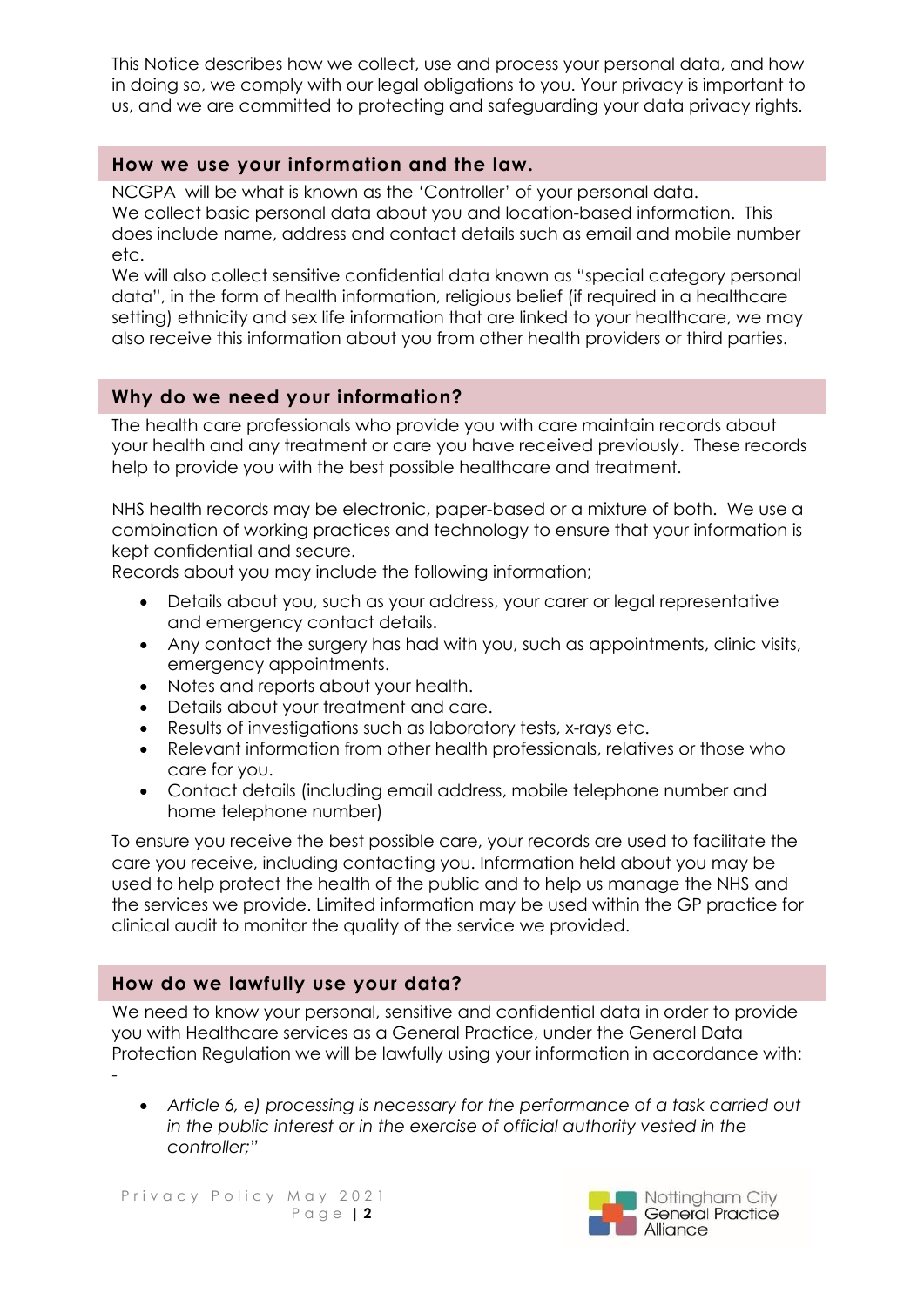This Notice describes how we collect, use and process your personal data, and how in doing so, we comply with our legal obligations to you. Your privacy is important to us, and we are committed to protecting and safeguarding your data privacy rights.

## How we use your information and the law.

NCGPA will be what is known as the 'Controller' of your personal data.
We collect basic personal data about you and location-based information. This does include name, address and contact details such as email and mobile number etc.
We will also collect sensitive confidential data known as "special category personal data", in the form of health information, religious belief (if required in a healthcare setting) ethnicity and sex life information that are linked to your healthcare, we may also receive this information about you from other health providers or third parties.

## Why do we need your information?

The health care professionals who provide you with care maintain records about your health and any treatment or care you have received previously. These records help to provide you with the best possible healthcare and treatment.

NHS health records may be electronic, paper-based or a mixture of both. We use a combination of working practices and technology to ensure that your information is kept confidential and secure.
Records about you may include the following information;

- Details about you, such as your address, your carer or legal representative and emergency contact details.
- Any contact the surgery has had with you, such as appointments, clinic visits, emergency appointments.
- Notes and reports about your health.
- Details about your treatment and care.
- Results of investigations such as laboratory tests, x-rays etc.
- Relevant information from other health professionals, relatives or those who care for you.
- Contact details (including email address, mobile telephone number and home telephone number)

To ensure you receive the best possible care, your records are used to facilitate the care you receive, including contacting you. Information held about you may be used to help protect the health of the public and to help us manage the NHS and the services we provide. Limited information may be used within the GP practice for clinical audit to monitor the quality of the service we provided.

## How do we lawfully use your data?

We need to know your personal, sensitive and confidential data in order to provide you with Healthcare services as a General Practice, under the General Data Protection Regulation we will be lawfully using your information in accordance with: -

- *Article 6, e) processing is necessary for the performance of a task carried out in the public interest or in the exercise of official authority vested in the controller;"*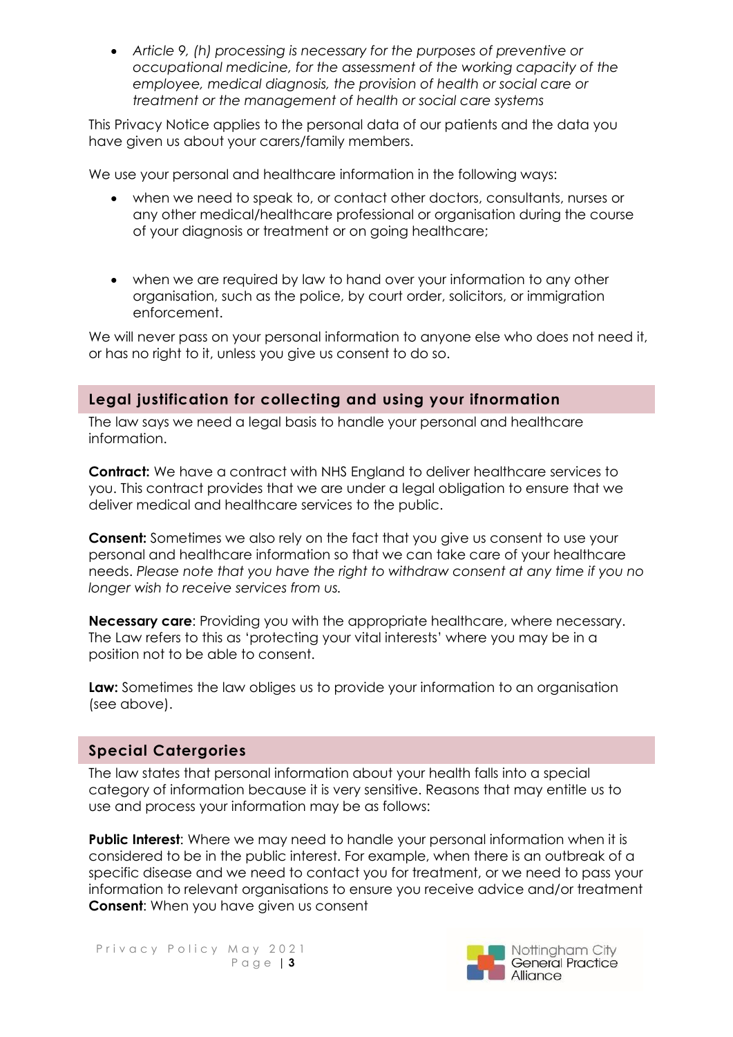- *Article 9, (h) processing is necessary for the purposes of preventive or occupational medicine, for the assessment of the working capacity of the employee, medical diagnosis, the provision of health or social care or treatment or the management of health or social care systems*

This Privacy Notice applies to the personal data of our patients and the data you have given us about your carers/family members.

We use your personal and healthcare information in the following ways:

- when we need to speak to, or contact other doctors, consultants, nurses or any other medical/healthcare professional or organisation during the course of your diagnosis or treatment or on going healthcare;

- when we are required by law to hand over your information to any other organisation, such as the police, by court order, solicitors, or immigration enforcement.

We will never pass on your personal information to anyone else who does not need it, or has no right to it, unless you give us consent to do so.

## Legal justification for collecting and using your ifnormation

The law says we need a legal basis to handle your personal and healthcare information.

**Contract:** We have a contract with NHS England to deliver healthcare services to you. This contract provides that we are under a legal obligation to ensure that we deliver medical and healthcare services to the public.

**Consent:** Sometimes we also rely on the fact that you give us consent to use your personal and healthcare information so that we can take care of your healthcare needs. *Please note that you have the right to withdraw consent at any time if you no longer wish to receive services from us.*

**Necessary care**: Providing you with the appropriate healthcare, where necessary. The Law refers to this as 'protecting your vital interests' where you may be in a position not to be able to consent.

**Law:** Sometimes the law obliges us to provide your information to an organisation (see above).

## Special Catergories

The law states that personal information about your health falls into a special category of information because it is very sensitive. Reasons that may entitle us to use and process your information may be as follows:

**Public Interest**: Where we may need to handle your personal information when it is considered to be in the public interest. For example, when there is an outbreak of a specific disease and we need to contact you for treatment, or we need to pass your information to relevant organisations to ensure you receive advice and/or treatment
**Consent**: When you have given us consent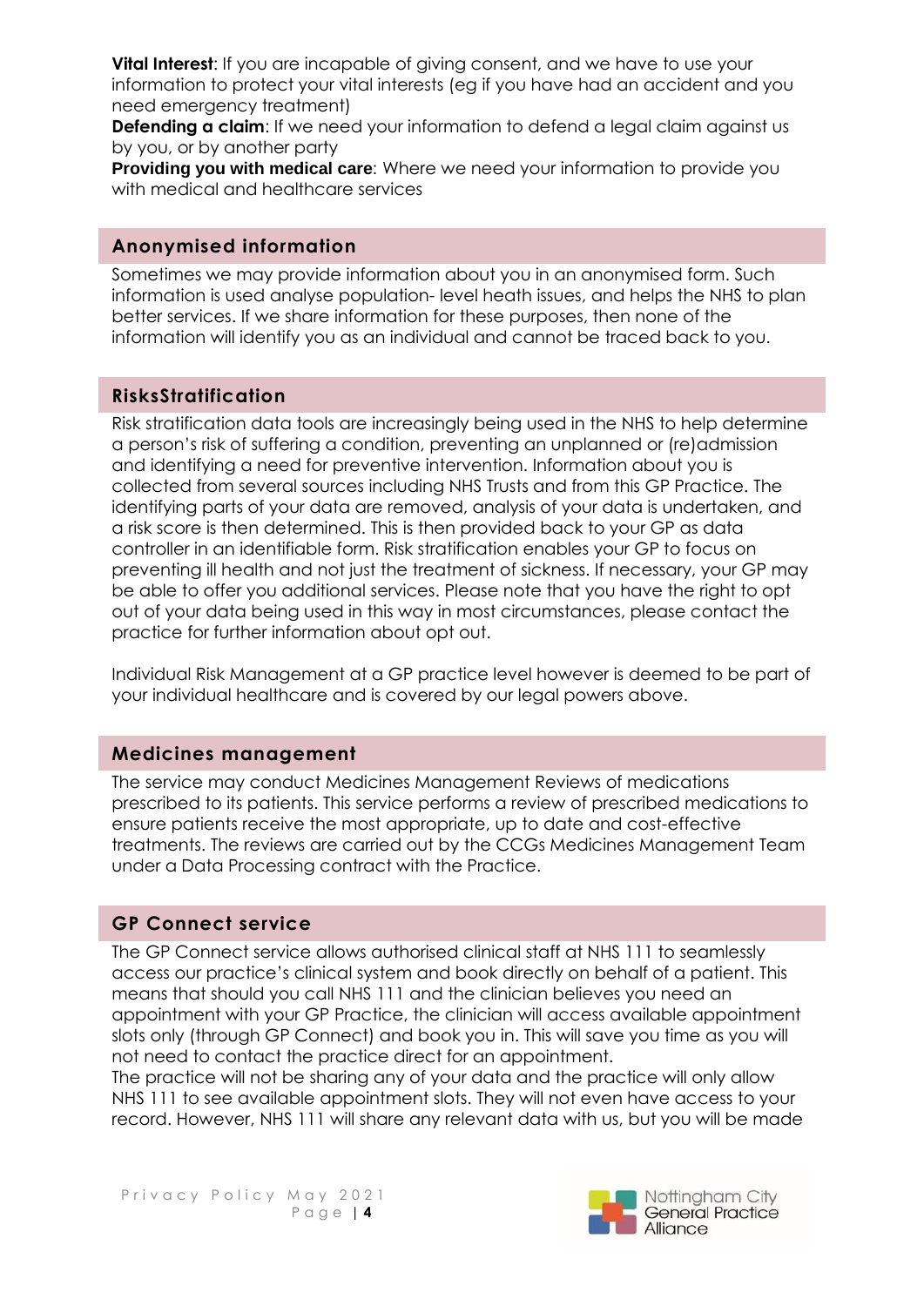**Vital Interest**: If you are incapable of giving consent, and we have to use your information to protect your vital interests (eg if you have had an accident and you need emergency treatment)

**Defending a claim**: If we need your information to defend a legal claim against us by you, or by another party

**Providing you with medical care**: Where we need your information to provide you with medical and healthcare services

## Anonymised information

Sometimes we may provide information about you in an anonymised form. Such information is used analyse population- level heath issues, and helps the NHS to plan better services. If we share information for these purposes, then none of the information will identify you as an individual and cannot be traced back to you.

## RisksStratification

Risk stratification data tools are increasingly being used in the NHS to help determine a person's risk of suffering a condition, preventing an unplanned or (re)admission and identifying a need for preventive intervention. Information about you is collected from several sources including NHS Trusts and from this GP Practice. The identifying parts of your data are removed, analysis of your data is undertaken, and a risk score is then determined. This is then provided back to your GP as data controller in an identifiable form. Risk stratification enables your GP to focus on preventing ill health and not just the treatment of sickness. If necessary, your GP may be able to offer you additional services. Please note that you have the right to opt out of your data being used in this way in most circumstances, please contact the practice for further information about opt out.

Individual Risk Management at a GP practice level however is deemed to be part of your individual healthcare and is covered by our legal powers above.

## Medicines management

The service may conduct Medicines Management Reviews of medications prescribed to its patients. This service performs a review of prescribed medications to ensure patients receive the most appropriate, up to date and cost-effective treatments. The reviews are carried out by the CCGs Medicines Management Team under a Data Processing contract with the Practice.

## GP Connect service

The GP Connect service allows authorised clinical staff at NHS 111 to seamlessly access our practice's clinical system and book directly on behalf of a patient. This means that should you call NHS 111 and the clinician believes you need an appointment with your GP Practice, the clinician will access available appointment slots only (through GP Connect) and book you in. This will save you time as you will not need to contact the practice direct for an appointment.

The practice will not be sharing any of your data and the practice will only allow NHS 111 to see available appointment slots. They will not even have access to your record. However, NHS 111 will share any relevant data with us, but you will be made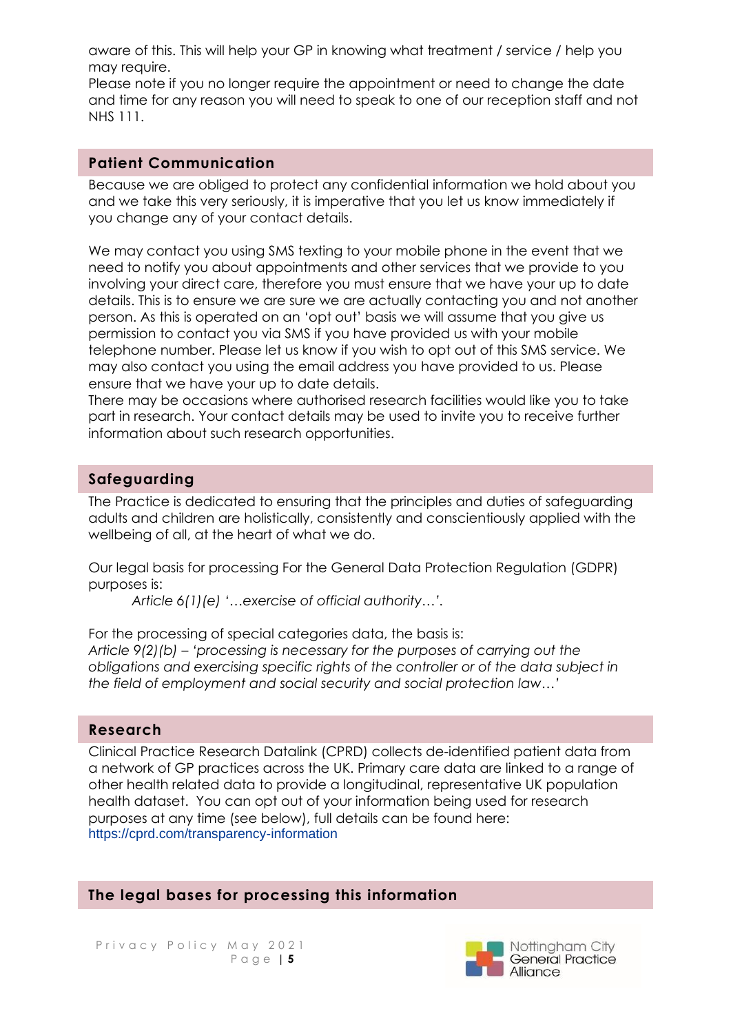aware of this. This will help your GP in knowing what treatment / service / help you may require.
Please note if you no longer require the appointment or need to change the date and time for any reason you will need to speak to one of our reception staff and not NHS 111.

## Patient Communication

Because we are obliged to protect any confidential information we hold about you and we take this very seriously, it is imperative that you let us know immediately if you change any of your contact details.

We may contact you using SMS texting to your mobile phone in the event that we need to notify you about appointments and other services that we provide to you involving your direct care, therefore you must ensure that we have your up to date details. This is to ensure we are sure we are actually contacting you and not another person. As this is operated on an 'opt out' basis we will assume that you give us permission to contact you via SMS if you have provided us with your mobile telephone number. Please let us know if you wish to opt out of this SMS service. We may also contact you using the email address you have provided to us. Please ensure that we have your up to date details.
There may be occasions where authorised research facilities would like you to take part in research. Your contact details may be used to invite you to receive further information about such research opportunities.

## Safeguarding

The Practice is dedicated to ensuring that the principles and duties of safeguarding adults and children are holistically, consistently and conscientiously applied with the wellbeing of all, at the heart of what we do.

Our legal basis for processing For the General Data Protection Regulation (GDPR) purposes is:

*Article 6(1)(e) '…exercise of official authority…'.*

For the processing of special categories data, the basis is:
*Article 9(2)(b) – 'processing is necessary for the purposes of carrying out the obligations and exercising specific rights of the controller or of the data subject in the field of employment and social security and social protection law…'*

## Research

Clinical Practice Research Datalink (CPRD) collects de-identified patient data from a network of GP practices across the UK. Primary care data are linked to a range of other health related data to provide a longitudinal, representative UK population health dataset. You can opt out of your information being used for research purposes at any time (see below), full details can be found here:
https://cprd.com/transparency-information

## The legal bases for processing this information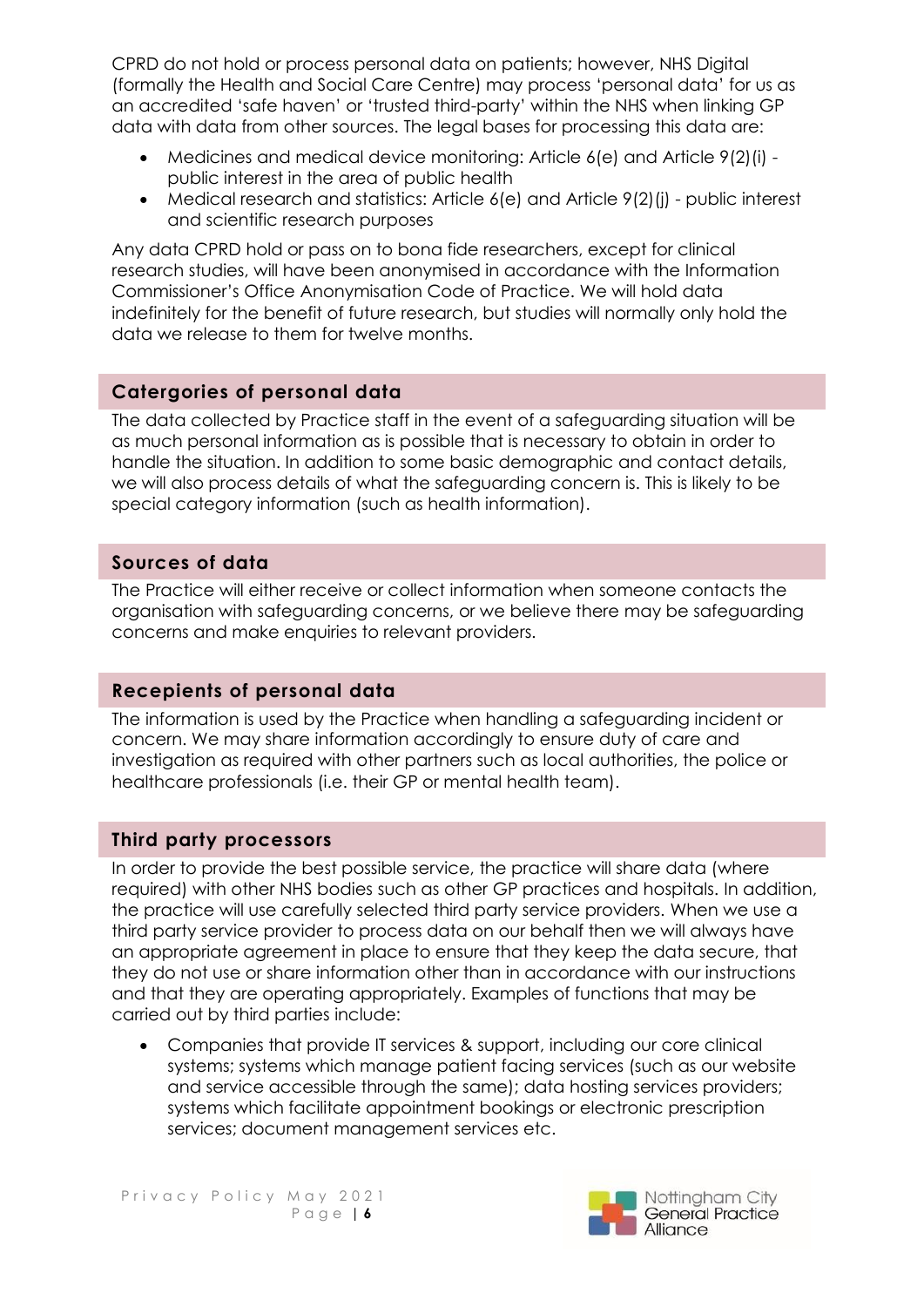CPRD do not hold or process personal data on patients; however, NHS Digital (formally the Health and Social Care Centre) may process 'personal data' for us as an accredited 'safe haven' or 'trusted third-party' within the NHS when linking GP data with data from other sources. The legal bases for processing this data are:

- Medicines and medical device monitoring: Article 6(e) and Article 9(2)(i) - public interest in the area of public health
- Medical research and statistics: Article 6(e) and Article 9(2)(j) - public interest and scientific research purposes

Any data CPRD hold or pass on to bona fide researchers, except for clinical research studies, will have been anonymised in accordance with the Information Commissioner's Office Anonymisation Code of Practice. We will hold data indefinitely for the benefit of future research, but studies will normally only hold the data we release to them for twelve months.

## Catergories of personal data

The data collected by Practice staff in the event of a safeguarding situation will be as much personal information as is possible that is necessary to obtain in order to handle the situation. In addition to some basic demographic and contact details, we will also process details of what the safeguarding concern is. This is likely to be special category information (such as health information).

## Sources of data

The Practice will either receive or collect information when someone contacts the organisation with safeguarding concerns, or we believe there may be safeguarding concerns and make enquiries to relevant providers.

## Recepients of personal data

The information is used by the Practice when handling a safeguarding incident or concern. We may share information accordingly to ensure duty of care and investigation as required with other partners such as local authorities, the police or healthcare professionals (i.e. their GP or mental health team).

## Third party processors

In order to provide the best possible service, the practice will share data (where required) with other NHS bodies such as other GP practices and hospitals. In addition, the practice will use carefully selected third party service providers. When we use a third party service provider to process data on our behalf then we will always have an appropriate agreement in place to ensure that they keep the data secure, that they do not use or share information other than in accordance with our instructions and that they are operating appropriately. Examples of functions that may be carried out by third parties include:

- Companies that provide IT services & support, including our core clinical systems; systems which manage patient facing services (such as our website and service accessible through the same); data hosting services providers; systems which facilitate appointment bookings or electronic prescription services; document management services etc.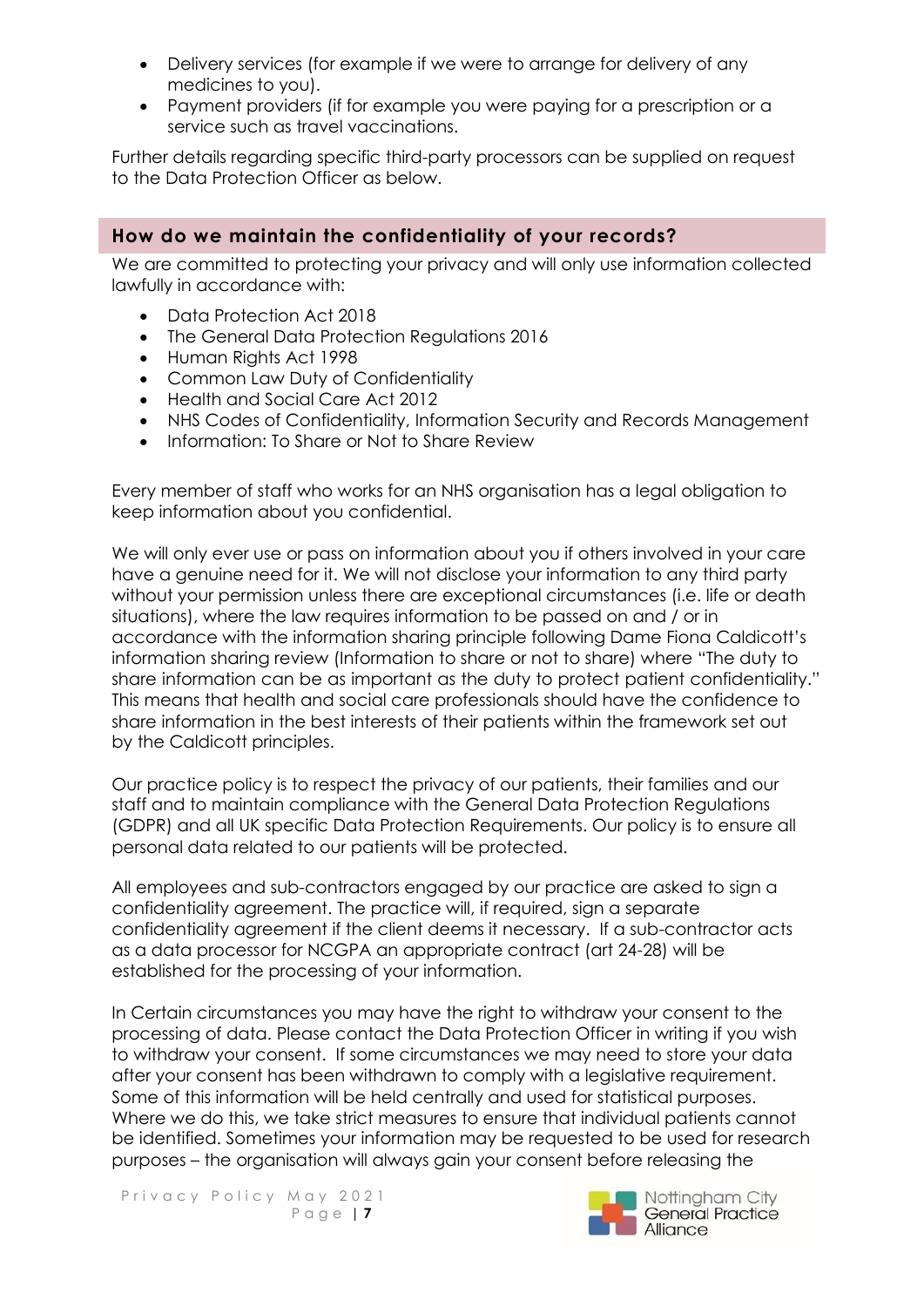- Delivery services (for example if we were to arrange for delivery of any medicines to you).
- Payment providers (if for example you were paying for a prescription or a service such as travel vaccinations.

Further details regarding specific third-party processors can be supplied on request to the Data Protection Officer as below.

## How do we maintain the confidentiality of your records?

We are committed to protecting your privacy and will only use information collected lawfully in accordance with:

- Data Protection Act 2018
- The General Data Protection Regulations 2016
- Human Rights Act 1998
- Common Law Duty of Confidentiality
- Health and Social Care Act 2012
- NHS Codes of Confidentiality, Information Security and Records Management
- Information: To Share or Not to Share Review

Every member of staff who works for an NHS organisation has a legal obligation to keep information about you confidential.

We will only ever use or pass on information about you if others involved in your care have a genuine need for it. We will not disclose your information to any third party without your permission unless there are exceptional circumstances (i.e. life or death situations), where the law requires information to be passed on and / or in accordance with the information sharing principle following Dame Fiona Caldicott's information sharing review (Information to share or not to share) where "The duty to share information can be as important as the duty to protect patient confidentiality." This means that health and social care professionals should have the confidence to share information in the best interests of their patients within the framework set out by the Caldicott principles.

Our practice policy is to respect the privacy of our patients, their families and our staff and to maintain compliance with the General Data Protection Regulations (GDPR) and all UK specific Data Protection Requirements. Our policy is to ensure all personal data related to our patients will be protected.

All employees and sub-contractors engaged by our practice are asked to sign a confidentiality agreement. The practice will, if required, sign a separate confidentiality agreement if the client deems it necessary. If a sub-contractor acts as a data processor for NCGPA an appropriate contract (art 24-28) will be established for the processing of your information.

In Certain circumstances you may have the right to withdraw your consent to the processing of data. Please contact the Data Protection Officer in writing if you wish to withdraw your consent. If some circumstances we may need to store your data after your consent has been withdrawn to comply with a legislative requirement. Some of this information will be held centrally and used for statistical purposes. Where we do this, we take strict measures to ensure that individual patients cannot be identified. Sometimes your information may be requested to be used for research purposes – the organisation will always gain your consent before releasing the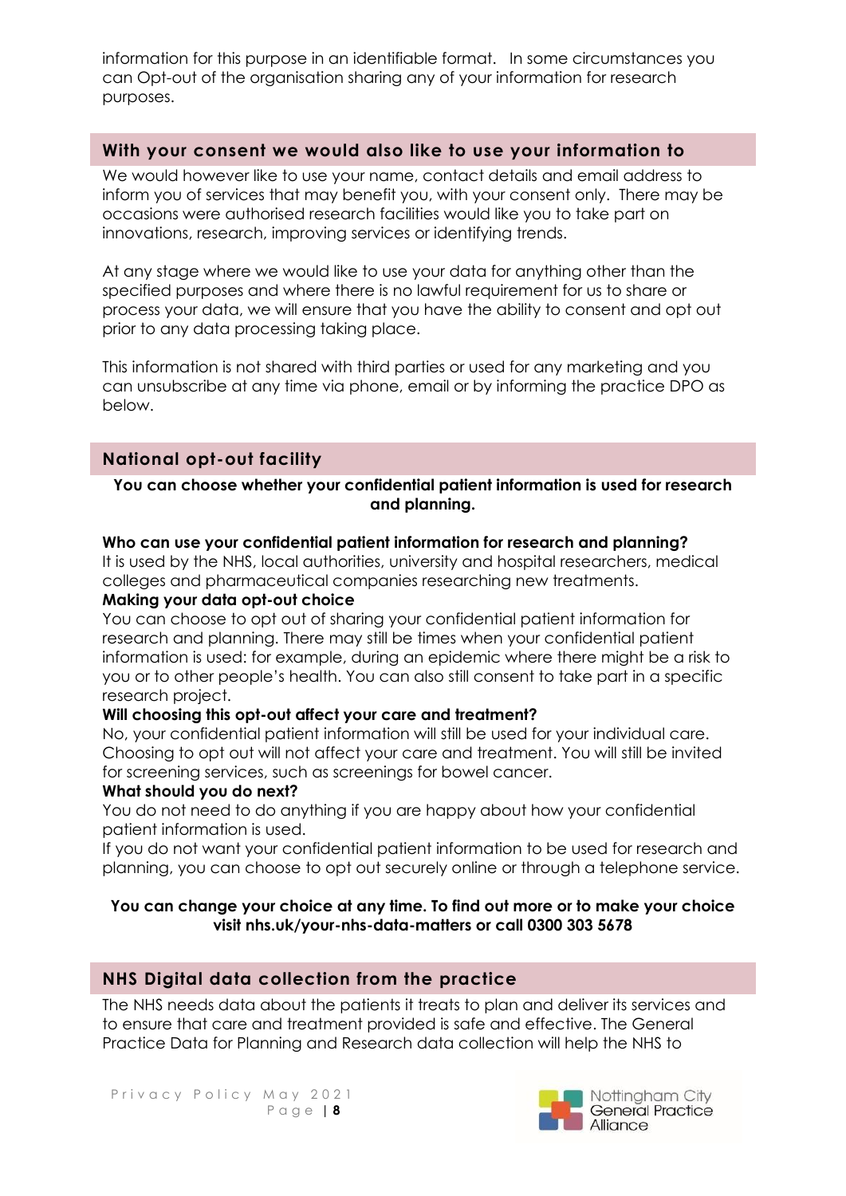information for this purpose in an identifiable format. In some circumstances you can Opt-out of the organisation sharing any of your information for research purposes.

## With your consent we would also like to use your information to

We would however like to use your name, contact details and email address to inform you of services that may benefit you, with your consent only. There may be occasions were authorised research facilities would like you to take part on innovations, research, improving services or identifying trends.

At any stage where we would like to use your data for anything other than the specified purposes and where there is no lawful requirement for us to share or process your data, we will ensure that you have the ability to consent and opt out prior to any data processing taking place.

This information is not shared with third parties or used for any marketing and you can unsubscribe at any time via phone, email or by informing the practice DPO as below.

## National opt-out facility

**You can choose whether your confidential patient information is used for research and planning.**

**Who can use your confidential patient information for research and planning?**
It is used by the NHS, local authorities, university and hospital researchers, medical colleges and pharmaceutical companies researching new treatments.

**Making your data opt-out choice**
You can choose to opt out of sharing your confidential patient information for research and planning. There may still be times when your confidential patient information is used: for example, during an epidemic where there might be a risk to you or to other people's health. You can also still consent to take part in a specific research project.

**Will choosing this opt-out affect your care and treatment?**
No, your confidential patient information will still be used for your individual care. Choosing to opt out will not affect your care and treatment. You will still be invited for screening services, such as screenings for bowel cancer.

**What should you do next?**
You do not need to do anything if you are happy about how your confidential patient information is used.
If you do not want your confidential patient information to be used for research and planning, you can choose to opt out securely online or through a telephone service.

**You can change your choice at any time. To find out more or to make your choice visit nhs.uk/your-nhs-data-matters or call 0300 303 5678**

## NHS Digital data collection from the practice

The NHS needs data about the patients it treats to plan and deliver its services and to ensure that care and treatment provided is safe and effective. The General Practice Data for Planning and Research data collection will help the NHS to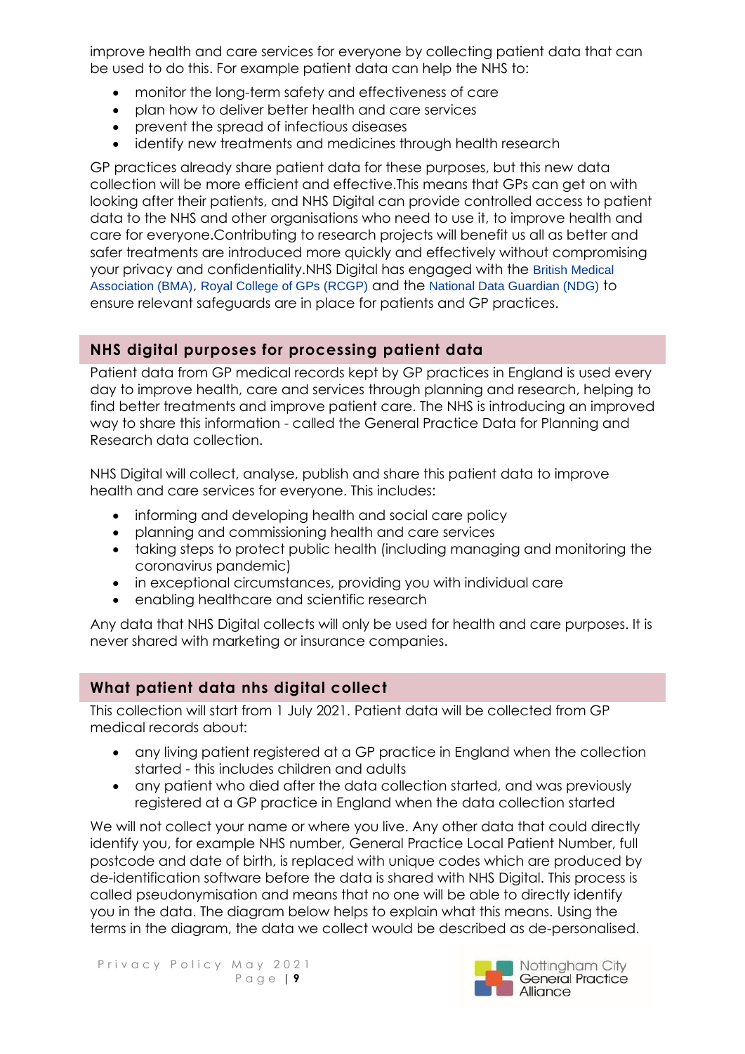improve health and care services for everyone by collecting patient data that can be used to do this. For example patient data can help the NHS to:

- monitor the long-term safety and effectiveness of care
- plan how to deliver better health and care services
- prevent the spread of infectious diseases
- identify new treatments and medicines through health research

GP practices already share patient data for these purposes, but this new data collection will be more efficient and effective.This means that GPs can get on with looking after their patients, and NHS Digital can provide controlled access to patient data to the NHS and other organisations who need to use it, to improve health and care for everyone.Contributing to research projects will benefit us all as better and safer treatments are introduced more quickly and effectively without compromising your privacy and confidentiality.NHS Digital has engaged with the British Medical Association (BMA), Royal College of GPs (RCGP) and the National Data Guardian (NDG) to ensure relevant safeguards are in place for patients and GP practices.

## NHS digital purposes for processing patient data

Patient data from GP medical records kept by GP practices in England is used every day to improve health, care and services through planning and research, helping to find better treatments and improve patient care. The NHS is introducing an improved way to share this information - called the General Practice Data for Planning and Research data collection.

NHS Digital will collect, analyse, publish and share this patient data to improve health and care services for everyone. This includes:

- informing and developing health and social care policy
- planning and commissioning health and care services
- taking steps to protect public health (including managing and monitoring the coronavirus pandemic)
- in exceptional circumstances, providing you with individual care
- enabling healthcare and scientific research

Any data that NHS Digital collects will only be used for health and care purposes. It is never shared with marketing or insurance companies.

## What patient data nhs digital collect

This collection will start from 1 July 2021. Patient data will be collected from GP medical records about:

- any living patient registered at a GP practice in England when the collection started - this includes children and adults
- any patient who died after the data collection started, and was previously registered at a GP practice in England when the data collection started

We will not collect your name or where you live. Any other data that could directly identify you, for example NHS number, General Practice Local Patient Number, full postcode and date of birth, is replaced with unique codes which are produced by de-identification software before the data is shared with NHS Digital. This process is called pseudonymisation and means that no one will be able to directly identify you in the data. The diagram below helps to explain what this means. Using the terms in the diagram, the data we collect would be described as de-personalised.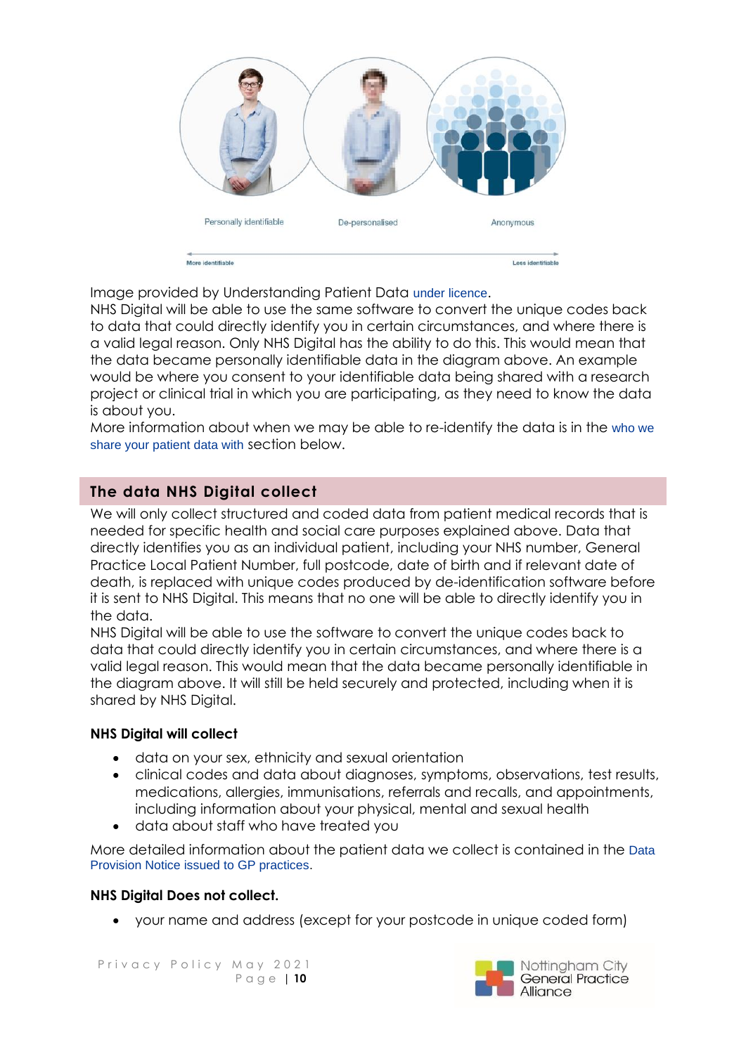Personally identifiable | De-personalised | Anonymous

More identifiable ← → Less identifiable

Image provided by Understanding Patient Data under licence.

NHS Digital will be able to use the same software to convert the unique codes back to data that could directly identify you in certain circumstances, and where there is a valid legal reason. Only NHS Digital has the ability to do this. This would mean that the data became personally identifiable data in the diagram above. An example would be where you consent to your identifiable data being shared with a research project or clinical trial in which you are participating, as they need to know the data is about you.

More information about when we may be able to re-identify the data is in the who we share your patient data with section below.

## The data NHS Digital collect

We will only collect structured and coded data from patient medical records that is needed for specific health and social care purposes explained above. Data that directly identifies you as an individual patient, including your NHS number, General Practice Local Patient Number, full postcode, date of birth and if relevant date of death, is replaced with unique codes produced by de-identification software before it is sent to NHS Digital. This means that no one will be able to directly identify you in the data.

NHS Digital will be able to use the software to convert the unique codes back to data that could directly identify you in certain circumstances, and where there is a valid legal reason. This would mean that the data became personally identifiable in the diagram above. It will still be held securely and protected, including when it is shared by NHS Digital.

**NHS Digital will collect**

- data on your sex, ethnicity and sexual orientation
- clinical codes and data about diagnoses, symptoms, observations, test results, medications, allergies, immunisations, referrals and recalls, and appointments, including information about your physical, mental and sexual health
- data about staff who have treated you

More detailed information about the patient data we collect is contained in the Data Provision Notice issued to GP practices.

**NHS Digital Does not collect.**

- your name and address (except for your postcode in unique coded form)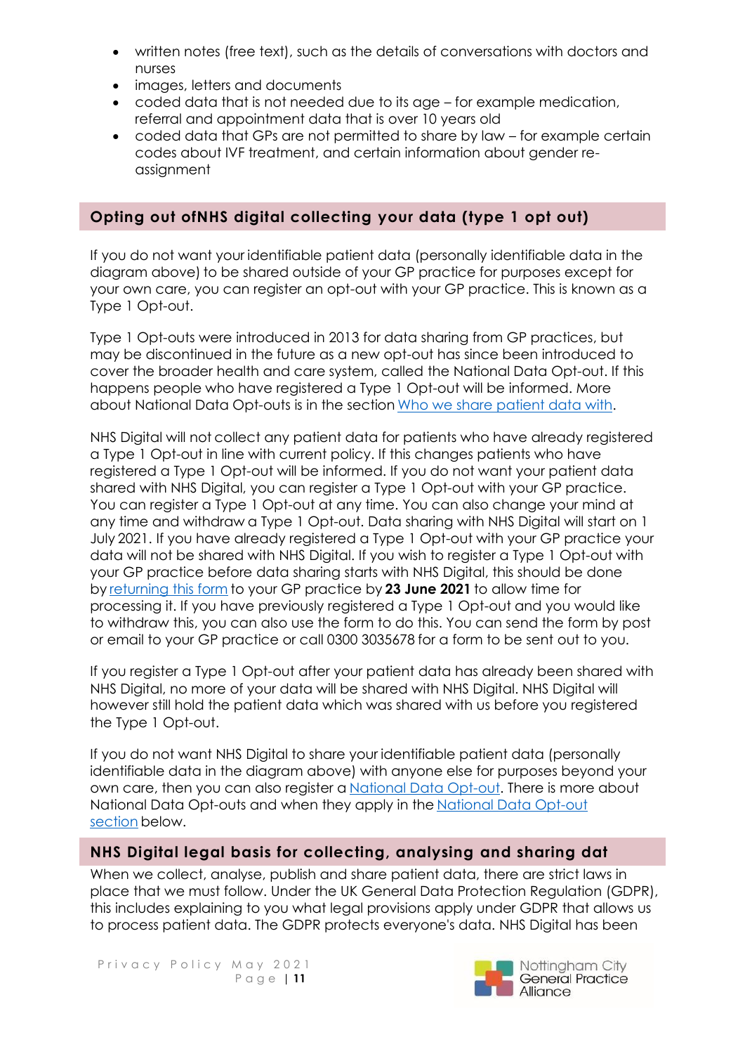- written notes (free text), such as the details of conversations with doctors and nurses
- images, letters and documents
- coded data that is not needed due to its age – for example medication, referral and appointment data that is over 10 years old
- coded data that GPs are not permitted to share by law – for example certain codes about IVF treatment, and certain information about gender re-assignment

## Opting out ofNHS digital collecting your data (type 1 opt out)

If you do not want your identifiable patient data (personally identifiable data in the diagram above) to be shared outside of your GP practice for purposes except for your own care, you can register an opt-out with your GP practice. This is known as a Type 1 Opt-out.

Type 1 Opt-outs were introduced in 2013 for data sharing from GP practices, but may be discontinued in the future as a new opt-out has since been introduced to cover the broader health and care system, called the National Data Opt-out. If this happens people who have registered a Type 1 Opt-out will be informed. More about National Data Opt-outs is in the section Who we share patient data with.

NHS Digital will not collect any patient data for patients who have already registered a Type 1 Opt-out in line with current policy. If this changes patients who have registered a Type 1 Opt-out will be informed. If you do not want your patient data shared with NHS Digital, you can register a Type 1 Opt-out with your GP practice. You can register a Type 1 Opt-out at any time. You can also change your mind at any time and withdraw a Type 1 Opt-out. Data sharing with NHS Digital will start on 1 July 2021. If you have already registered a Type 1 Opt-out with your GP practice your data will not be shared with NHS Digital. If you wish to register a Type 1 Opt-out with your GP practice before data sharing starts with NHS Digital, this should be done by returning this form to your GP practice by **23 June 2021** to allow time for processing it. If you have previously registered a Type 1 Opt-out and you would like to withdraw this, you can also use the form to do this. You can send the form by post or email to your GP practice or call 0300 3035678 for a form to be sent out to you.

If you register a Type 1 Opt-out after your patient data has already been shared with NHS Digital, no more of your data will be shared with NHS Digital. NHS Digital will however still hold the patient data which was shared with us before you registered the Type 1 Opt-out.

If you do not want NHS Digital to share your identifiable patient data (personally identifiable data in the diagram above) with anyone else for purposes beyond your own care, then you can also register a National Data Opt-out. There is more about National Data Opt-outs and when they apply in the National Data Opt-out section below.

## NHS Digital legal basis for collecting, analysing and sharing dat

When we collect, analyse, publish and share patient data, there are strict laws in place that we must follow. Under the UK General Data Protection Regulation (GDPR), this includes explaining to you what legal provisions apply under GDPR that allows us to process patient data. The GDPR protects everyone's data. NHS Digital has been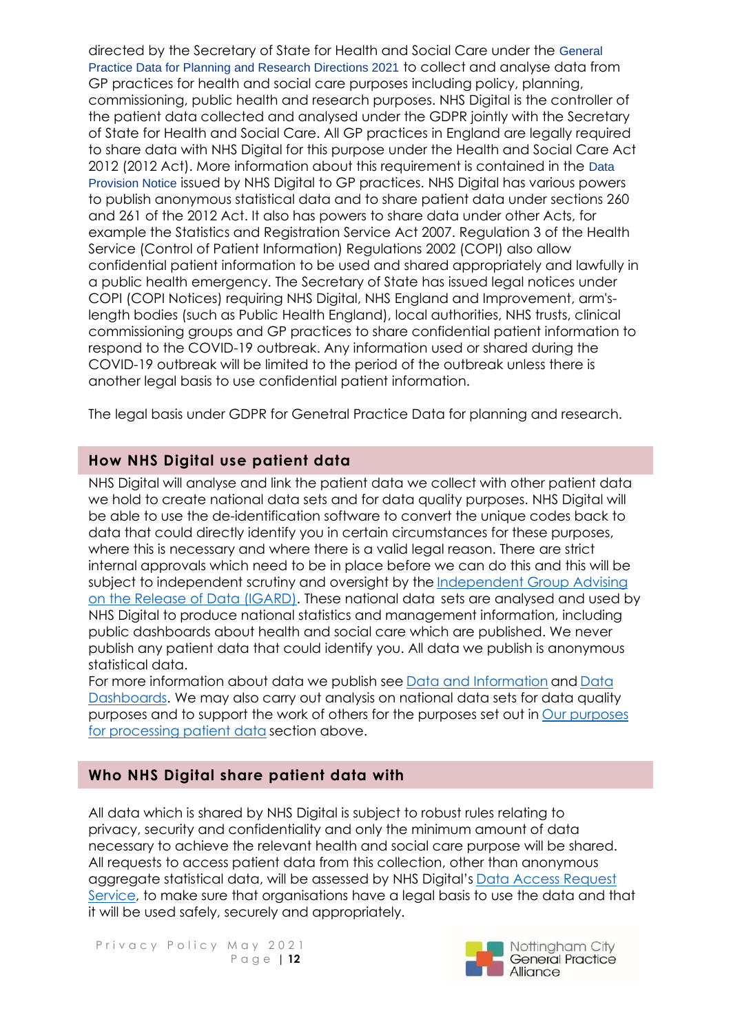directed by the Secretary of State for Health and Social Care under the General Practice Data for Planning and Research Directions 2021 to collect and analyse data from GP practices for health and social care purposes including policy, planning, commissioning, public health and research purposes. NHS Digital is the controller of the patient data collected and analysed under the GDPR jointly with the Secretary of State for Health and Social Care. All GP practices in England are legally required to share data with NHS Digital for this purpose under the Health and Social Care Act 2012 (2012 Act). More information about this requirement is contained in the Data Provision Notice issued by NHS Digital to GP practices. NHS Digital has various powers to publish anonymous statistical data and to share patient data under sections 260 and 261 of the 2012 Act. It also has powers to share data under other Acts, for example the Statistics and Registration Service Act 2007. Regulation 3 of the Health Service (Control of Patient Information) Regulations 2002 (COPI) also allow confidential patient information to be used and shared appropriately and lawfully in a public health emergency. The Secretary of State has issued legal notices under COPI (COPI Notices) requiring NHS Digital, NHS England and Improvement, arm's-length bodies (such as Public Health England), local authorities, NHS trusts, clinical commissioning groups and GP practices to share confidential patient information to respond to the COVID-19 outbreak. Any information used or shared during the COVID-19 outbreak will be limited to the period of the outbreak unless there is another legal basis to use confidential patient information.

The legal basis under GDPR for Genetral Practice Data for planning and research.

## How NHS Digital use patient data

NHS Digital will analyse and link the patient data we collect with other patient data we hold to create national data sets and for data quality purposes. NHS Digital will be able to use the de-identification software to convert the unique codes back to data that could directly identify you in certain circumstances for these purposes, where this is necessary and where there is a valid legal reason. There are strict internal approvals which need to be in place before we can do this and this will be subject to independent scrutiny and oversight by the Independent Group Advising on the Release of Data (IGARD). These national data sets are analysed and used by NHS Digital to produce national statistics and management information, including public dashboards about health and social care which are published. We never publish any patient data that could identify you. All data we publish is anonymous statistical data.

For more information about data we publish see Data and Information and Data Dashboards. We may also carry out analysis on national data sets for data quality purposes and to support the work of others for the purposes set out in Our purposes for processing patient data section above.

## Who NHS Digital share patient data with

All data which is shared by NHS Digital is subject to robust rules relating to privacy, security and confidentiality and only the minimum amount of data necessary to achieve the relevant health and social care purpose will be shared. All requests to access patient data from this collection, other than anonymous aggregate statistical data, will be assessed by NHS Digital's Data Access Request Service, to make sure that organisations have a legal basis to use the data and that it will be used safely, securely and appropriately.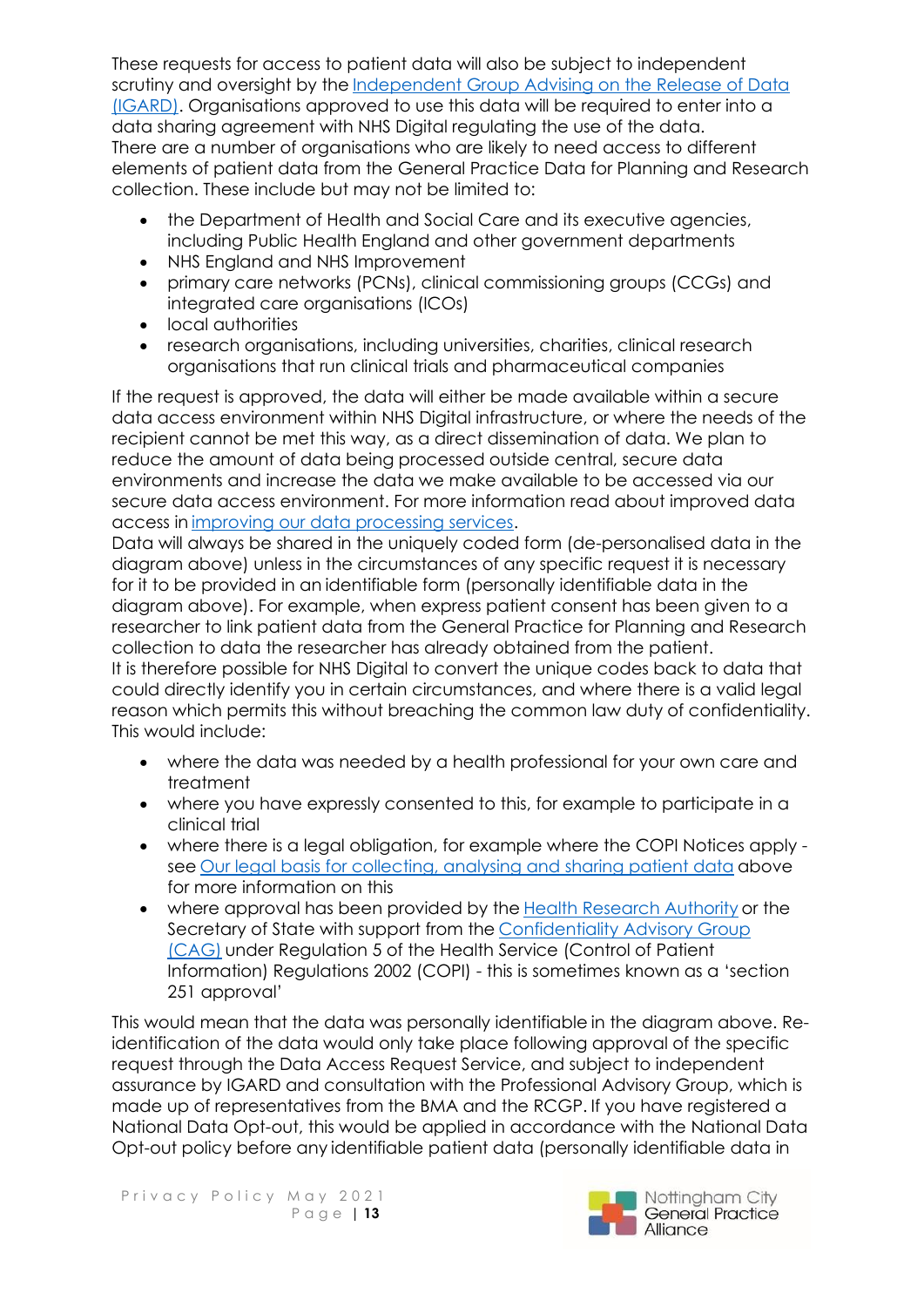These requests for access to patient data will also be subject to independent scrutiny and oversight by the [Independent Group Advising on the Release of Data (IGARD)](). Organisations approved to use this data will be required to enter into a data sharing agreement with NHS Digital regulating the use of the data.
There are a number of organisations who are likely to need access to different elements of patient data from the General Practice Data for Planning and Research collection. These include but may not be limited to:

- the Department of Health and Social Care and its executive agencies, including Public Health England and other government departments
- NHS England and NHS Improvement
- primary care networks (PCNs), clinical commissioning groups (CCGs) and integrated care organisations (ICOs)
- local authorities
- research organisations, including universities, charities, clinical research organisations that run clinical trials and pharmaceutical companies

If the request is approved, the data will either be made available within a secure data access environment within NHS Digital infrastructure, or where the needs of the recipient cannot be met this way, as a direct dissemination of data. We plan to reduce the amount of data being processed outside central, secure data environments and increase the data we make available to be accessed via our secure data access environment. For more information read about improved data access in [improving our data processing services]().
Data will always be shared in the uniquely coded form (de-personalised data in the diagram above) unless in the circumstances of any specific request it is necessary for it to be provided in an identifiable form (personally identifiable data in the diagram above). For example, when express patient consent has been given to a researcher to link patient data from the General Practice for Planning and Research collection to data the researcher has already obtained from the patient.
It is therefore possible for NHS Digital to convert the unique codes back to data that could directly identify you in certain circumstances, and where there is a valid legal reason which permits this without breaching the common law duty of confidentiality. This would include:

- where the data was needed by a health professional for your own care and treatment
- where you have expressly consented to this, for example to participate in a clinical trial
- where there is a legal obligation, for example where the COPI Notices apply - see [Our legal basis for collecting, analysing and sharing patient data]() above for more information on this
- where approval has been provided by the [Health Research Authority]() or the Secretary of State with support from the [Confidentiality Advisory Group (CAG)]() under Regulation 5 of the Health Service (Control of Patient Information) Regulations 2002 (COPI) - this is sometimes known as a 'section 251 approval'

This would mean that the data was personally identifiable in the diagram above. Re-identification of the data would only take place following approval of the specific request through the Data Access Request Service, and subject to independent assurance by IGARD and consultation with the Professional Advisory Group, which is made up of representatives from the BMA and the RCGP. If you have registered a National Data Opt-out, this would be applied in accordance with the National Data Opt-out policy before any identifiable patient data (personally identifiable data in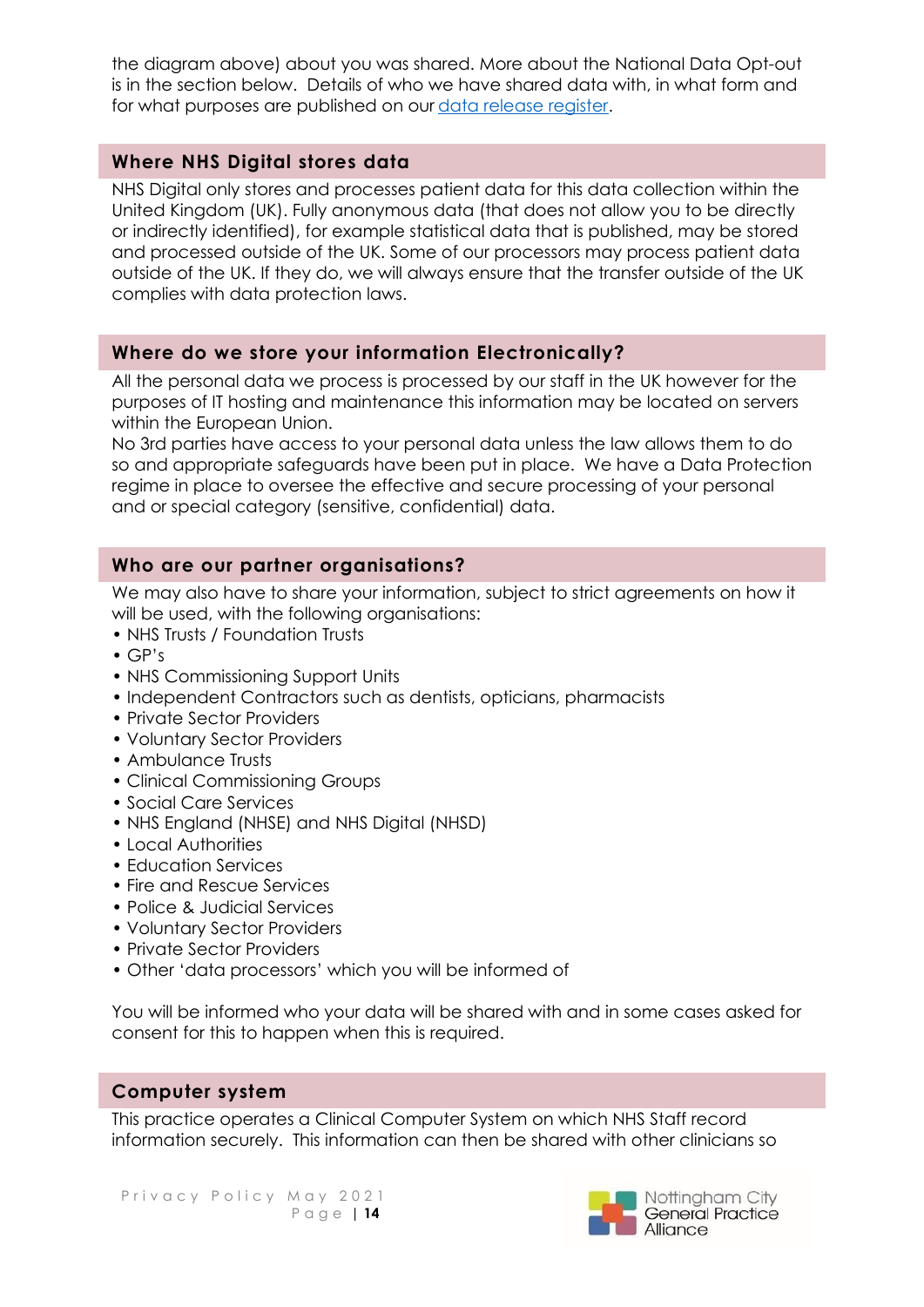the diagram above) about you was shared. More about the National Data Opt-out is in the section below. Details of who we have shared data with, in what form and for what purposes are published on our [data release register](data release register).

## Where NHS Digital stores data

NHS Digital only stores and processes patient data for this data collection within the United Kingdom (UK). Fully anonymous data (that does not allow you to be directly or indirectly identified), for example statistical data that is published, may be stored and processed outside of the UK. Some of our processors may process patient data outside of the UK. If they do, we will always ensure that the transfer outside of the UK complies with data protection laws.

## Where do we store your information Electronically?

All the personal data we process is processed by our staff in the UK however for the purposes of IT hosting and maintenance this information may be located on servers within the European Union.
No 3rd parties have access to your personal data unless the law allows them to do so and appropriate safeguards have been put in place. We have a Data Protection regime in place to oversee the effective and secure processing of your personal and or special category (sensitive, confidential) data.

## Who are our partner organisations?

We may also have to share your information, subject to strict agreements on how it will be used, with the following organisations:

- NHS Trusts / Foundation Trusts
- GP's
- NHS Commissioning Support Units
- Independent Contractors such as dentists, opticians, pharmacists
- Private Sector Providers
- Voluntary Sector Providers
- Ambulance Trusts
- Clinical Commissioning Groups
- Social Care Services
- NHS England (NHSE) and NHS Digital (NHSD)
- Local Authorities
- Education Services
- Fire and Rescue Services
- Police & Judicial Services
- Voluntary Sector Providers
- Private Sector Providers
- Other 'data processors' which you will be informed of

You will be informed who your data will be shared with and in some cases asked for consent for this to happen when this is required.

## Computer system

This practice operates a Clinical Computer System on which NHS Staff record information securely. This information can then be shared with other clinicians so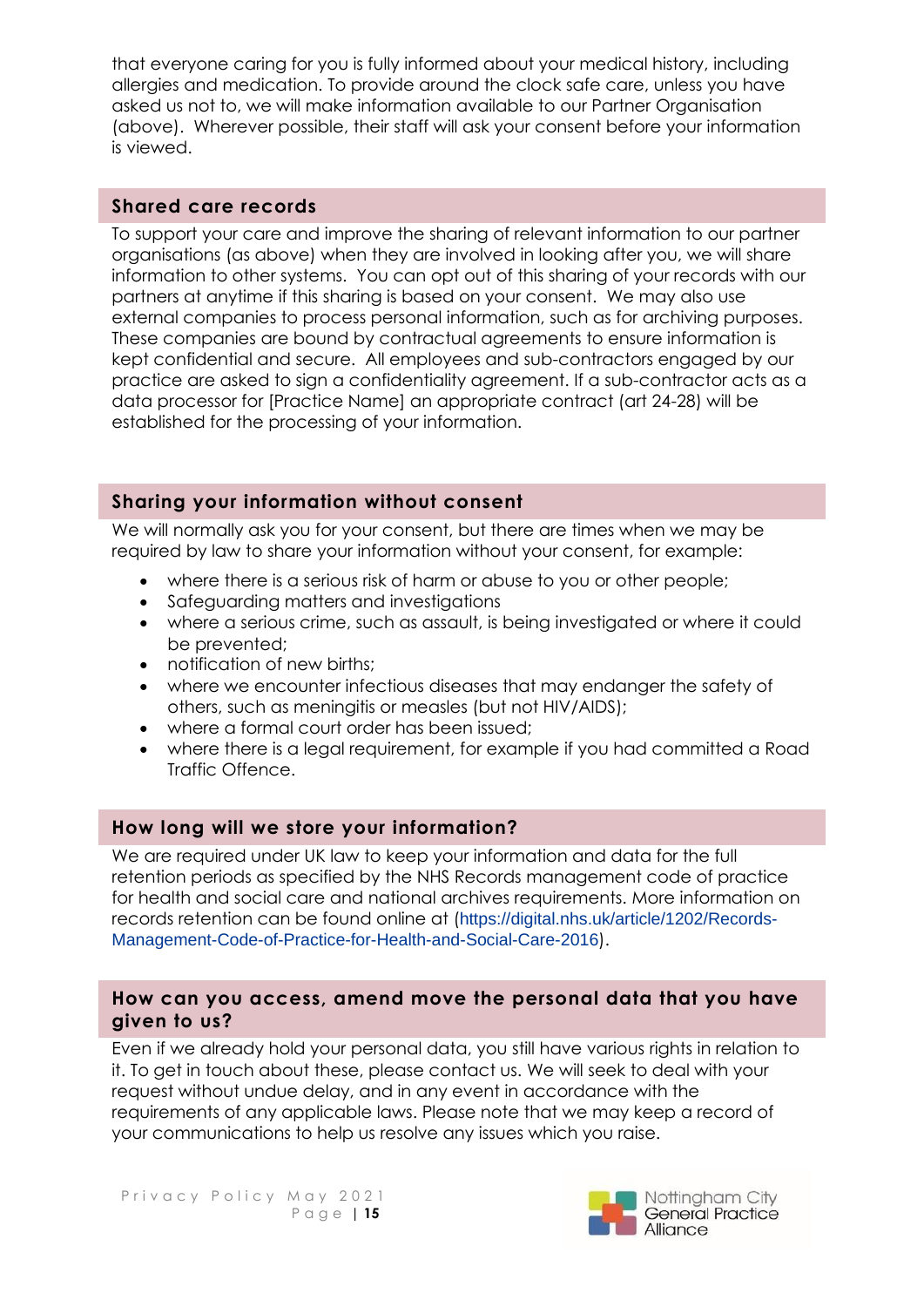that everyone caring for you is fully informed about your medical history, including allergies and medication. To provide around the clock safe care, unless you have asked us not to, we will make information available to our Partner Organisation (above). Wherever possible, their staff will ask your consent before your information is viewed.

## Shared care records

To support your care and improve the sharing of relevant information to our partner organisations (as above) when they are involved in looking after you, we will share information to other systems. You can opt out of this sharing of your records with our partners at anytime if this sharing is based on your consent. We may also use external companies to process personal information, such as for archiving purposes. These companies are bound by contractual agreements to ensure information is kept confidential and secure. All employees and sub-contractors engaged by our practice are asked to sign a confidentiality agreement. If a sub-contractor acts as a data processor for [Practice Name] an appropriate contract (art 24-28) will be established for the processing of your information.

## Sharing your information without consent

We will normally ask you for your consent, but there are times when we may be required by law to share your information without your consent, for example:

- where there is a serious risk of harm or abuse to you or other people;
- Safeguarding matters and investigations
- where a serious crime, such as assault, is being investigated or where it could be prevented;
- notification of new births;
- where we encounter infectious diseases that may endanger the safety of others, such as meningitis or measles (but not HIV/AIDS);
- where a formal court order has been issued;
- where there is a legal requirement, for example if you had committed a Road Traffic Offence.

## How long will we store your information?

We are required under UK law to keep your information and data for the full retention periods as specified by the NHS Records management code of practice for health and social care and national archives requirements. More information on records retention can be found online at (https://digital.nhs.uk/article/1202/Records-Management-Code-of-Practice-for-Health-and-Social-Care-2016).

## How can you access, amend move the personal data that you have given to us?

Even if we already hold your personal data, you still have various rights in relation to it. To get in touch about these, please contact us. We will seek to deal with your request without undue delay, and in any event in accordance with the requirements of any applicable laws. Please note that we may keep a record of your communications to help us resolve any issues which you raise.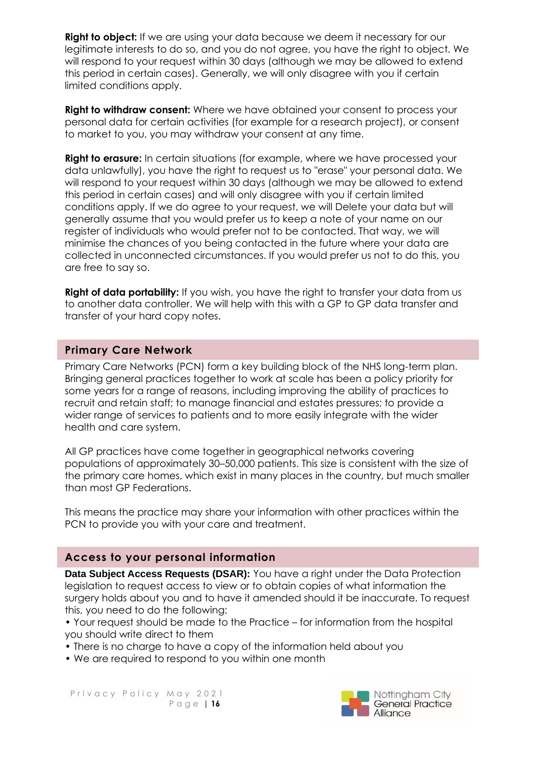**Right to object:** If we are using your data because we deem it necessary for our legitimate interests to do so, and you do not agree, you have the right to object. We will respond to your request within 30 days (although we may be allowed to extend this period in certain cases). Generally, we will only disagree with you if certain limited conditions apply.

**Right to withdraw consent:** Where we have obtained your consent to process your personal data for certain activities (for example for a research project), or consent to market to you, you may withdraw your consent at any time.

**Right to erasure:** In certain situations (for example, where we have processed your data unlawfully), you have the right to request us to "erase" your personal data. We will respond to your request within 30 days (although we may be allowed to extend this period in certain cases) and will only disagree with you if certain limited conditions apply. If we do agree to your request, we will Delete your data but will generally assume that you would prefer us to keep a note of your name on our register of individuals who would prefer not to be contacted. That way, we will minimise the chances of you being contacted in the future where your data are collected in unconnected circumstances. If you would prefer us not to do this, you are free to say so.

**Right of data portability:** If you wish, you have the right to transfer your data from us to another data controller. We will help with this with a GP to GP data transfer and transfer of your hard copy notes.

## Primary Care Network

Primary Care Networks (PCN) form a key building block of the NHS long-term plan. Bringing general practices together to work at scale has been a policy priority for some years for a range of reasons, including improving the ability of practices to recruit and retain staff; to manage financial and estates pressures; to provide a wider range of services to patients and to more easily integrate with the wider health and care system.

All GP practices have come together in geographical networks covering populations of approximately 30–50,000 patients. This size is consistent with the size of the primary care homes, which exist in many places in the country, but much smaller than most GP Federations.

This means the practice may share your information with other practices within the PCN to provide you with your care and treatment.

## Access to your personal information

**Data Subject Access Requests (DSAR):** You have a right under the Data Protection legislation to request access to view or to obtain copies of what information the surgery holds about you and to have it amended should it be inaccurate. To request this, you need to do the following:

- Your request should be made to the Practice – for information from the hospital you should write direct to them
- There is no charge to have a copy of the information held about you
- We are required to respond to you within one month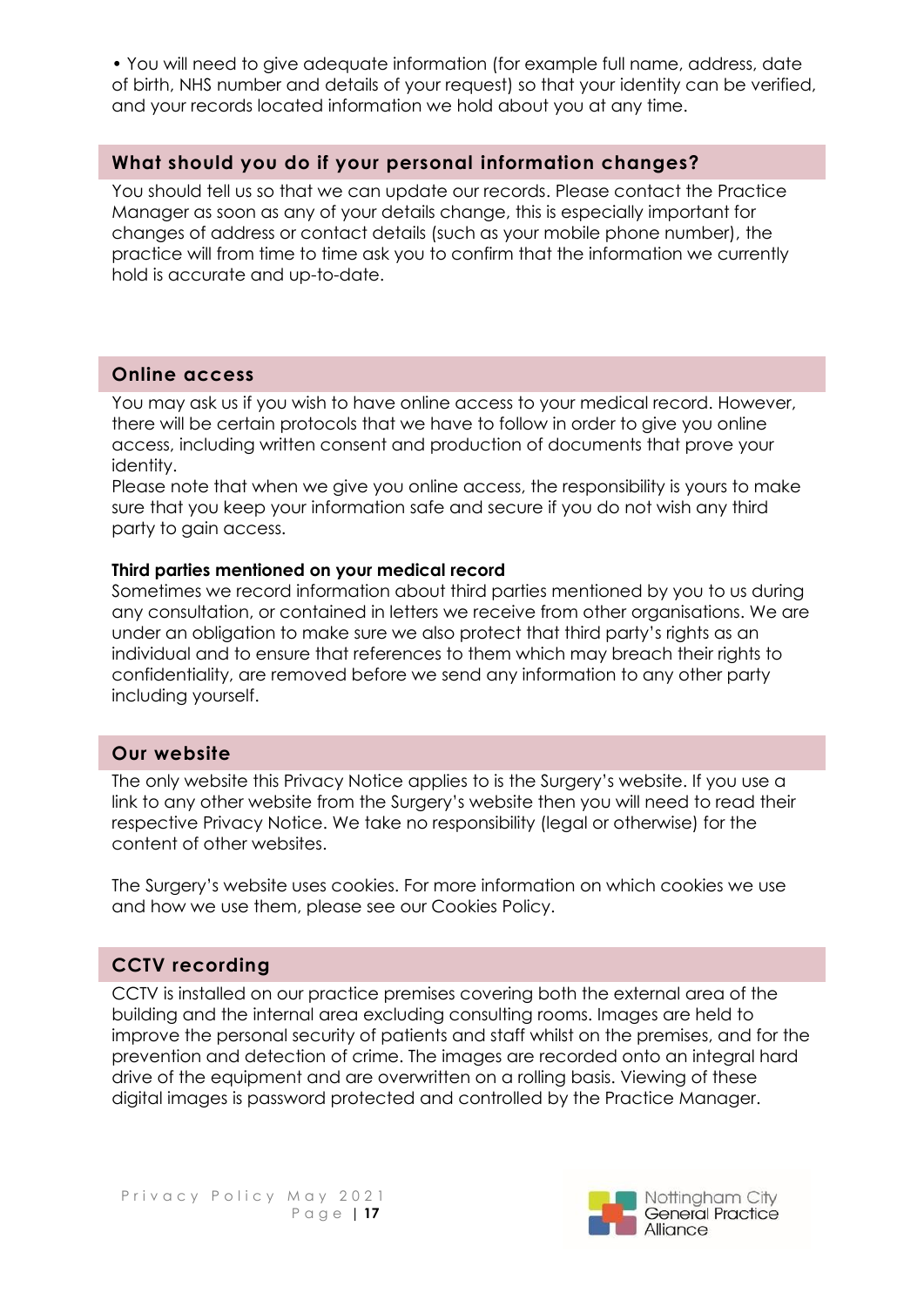- You will need to give adequate information (for example full name, address, date of birth, NHS number and details of your request) so that your identity can be verified, and your records located information we hold about you at any time.

## What should you do if your personal information changes?

You should tell us so that we can update our records. Please contact the Practice Manager as soon as any of your details change, this is especially important for changes of address or contact details (such as your mobile phone number), the practice will from time to time ask you to confirm that the information we currently hold is accurate and up-to-date.

## Online access

You may ask us if you wish to have online access to your medical record. However, there will be certain protocols that we have to follow in order to give you online access, including written consent and production of documents that prove your identity.

Please note that when we give you online access, the responsibility is yours to make sure that you keep your information safe and secure if you do not wish any third party to gain access.

### Third parties mentioned on your medical record

Sometimes we record information about third parties mentioned by you to us during any consultation, or contained in letters we receive from other organisations. We are under an obligation to make sure we also protect that third party's rights as an individual and to ensure that references to them which may breach their rights to confidentiality, are removed before we send any information to any other party including yourself.

## Our website

The only website this Privacy Notice applies to is the Surgery's website. If you use a link to any other website from the Surgery's website then you will need to read their respective Privacy Notice. We take no responsibility (legal or otherwise) for the content of other websites.

The Surgery's website uses cookies. For more information on which cookies we use and how we use them, please see our Cookies Policy.

## CCTV recording

CCTV is installed on our practice premises covering both the external area of the building and the internal area excluding consulting rooms. Images are held to improve the personal security of patients and staff whilst on the premises, and for the prevention and detection of crime. The images are recorded onto an integral hard drive of the equipment and are overwritten on a rolling basis. Viewing of these digital images is password protected and controlled by the Practice Manager.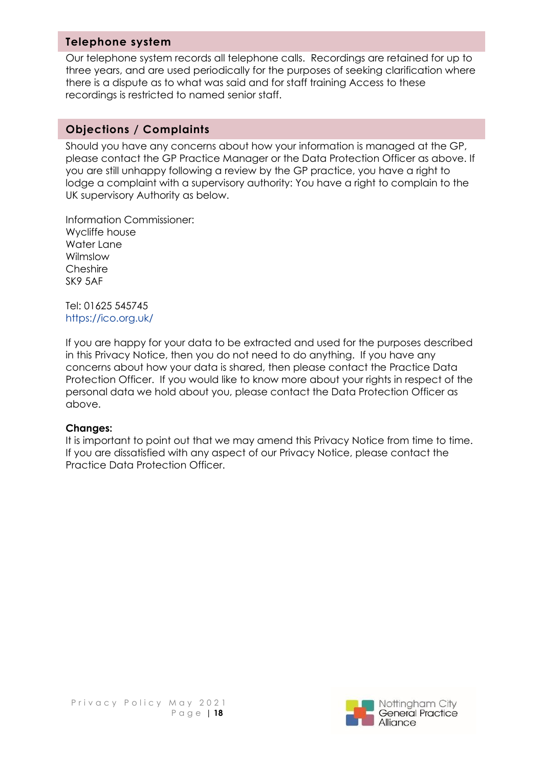## Telephone system

Our telephone system records all telephone calls. Recordings are retained for up to three years, and are used periodically for the purposes of seeking clarification where there is a dispute as to what was said and for staff training Access to these recordings is restricted to named senior staff.

## Objections / Complaints

Should you have any concerns about how your information is managed at the GP, please contact the GP Practice Manager or the Data Protection Officer as above. If you are still unhappy following a review by the GP practice, you have a right to lodge a complaint with a supervisory authority: You have a right to complain to the UK supervisory Authority as below.

Information Commissioner:
Wycliffe house
Water Lane
Wilmslow
Cheshire
SK9 5AF

Tel: 01625 545745
https://ico.org.uk/

If you are happy for your data to be extracted and used for the purposes described in this Privacy Notice, then you do not need to do anything. If you have any concerns about how your data is shared, then please contact the Practice Data Protection Officer. If you would like to know more about your rights in respect of the personal data we hold about you, please contact the Data Protection Officer as above.

**Changes:**
It is important to point out that we may amend this Privacy Notice from time to time. If you are dissatisfied with any aspect of our Privacy Notice, please contact the Practice Data Protection Officer.